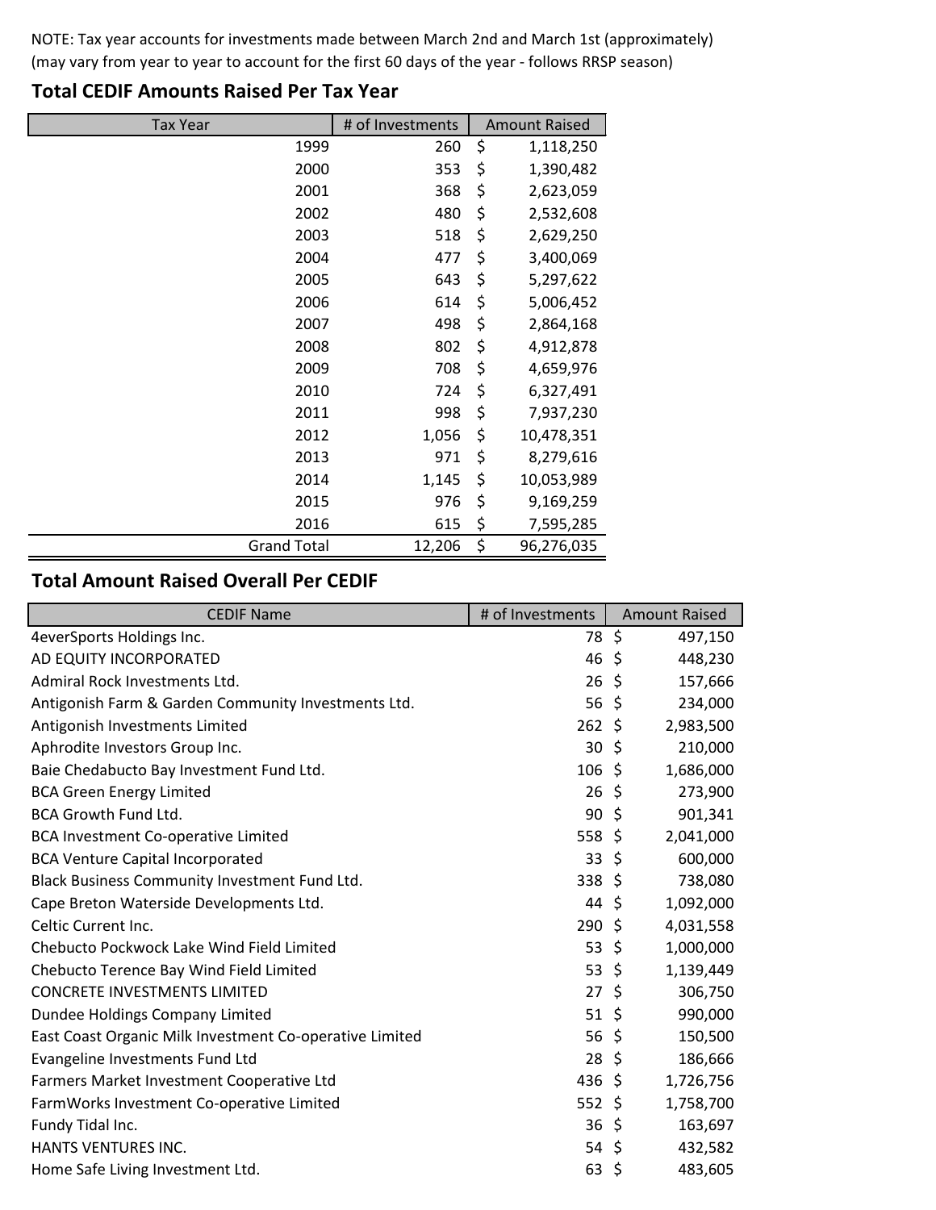NOTE: Tax year accounts for investments made between March 2nd and March 1st (approximately)
(may vary from year to year to account for the first 60 days of the year - follows RRSP season)

## Total CEDIF Amounts Raised Per Tax Year

| Tax Year | # of Investments | Amount Raised |
|---|---|---|
| 1999 | 260 | $ 1,118,250 |
| 2000 | 353 | $ 1,390,482 |
| 2001 | 368 | $ 2,623,059 |
| 2002 | 480 | $ 2,532,608 |
| 2003 | 518 | $ 2,629,250 |
| 2004 | 477 | $ 3,400,069 |
| 2005 | 643 | $ 5,297,622 |
| 2006 | 614 | $ 5,006,452 |
| 2007 | 498 | $ 2,864,168 |
| 2008 | 802 | $ 4,912,878 |
| 2009 | 708 | $ 4,659,976 |
| 2010 | 724 | $ 6,327,491 |
| 2011 | 998 | $ 7,937,230 |
| 2012 | 1,056 | $ 10,478,351 |
| 2013 | 971 | $ 8,279,616 |
| 2014 | 1,145 | $ 10,053,989 |
| 2015 | 976 | $ 9,169,259 |
| 2016 | 615 | $ 7,595,285 |
| Grand Total | 12,206 | $ 96,276,035 |

## Total Amount Raised Overall Per CEDIF

| CEDIF Name | # of Investments | Amount Raised |
|---|---|---|
| 4everSports Holdings Inc. | 78 | $ 497,150 |
| AD EQUITY INCORPORATED | 46 | $ 448,230 |
| Admiral Rock Investments Ltd. | 26 | $ 157,666 |
| Antigonish Farm & Garden Community Investments Ltd. | 56 | $ 234,000 |
| Antigonish Investments Limited | 262 | $ 2,983,500 |
| Aphrodite Investors Group Inc. | 30 | $ 210,000 |
| Baie Chedabucto Bay Investment Fund Ltd. | 106 | $ 1,686,000 |
| BCA Green Energy Limited | 26 | $ 273,900 |
| BCA Growth Fund Ltd. | 90 | $ 901,341 |
| BCA Investment Co-operative Limited | 558 | $ 2,041,000 |
| BCA Venture Capital Incorporated | 33 | $ 600,000 |
| Black Business Community Investment Fund Ltd. | 338 | $ 738,080 |
| Cape Breton Waterside Developments Ltd. | 44 | $ 1,092,000 |
| Celtic Current Inc. | 290 | $ 4,031,558 |
| Chebucto Pockwock Lake Wind Field Limited | 53 | $ 1,000,000 |
| Chebucto Terence Bay Wind Field Limited | 53 | $ 1,139,449 |
| CONCRETE INVESTMENTS LIMITED | 27 | $ 306,750 |
| Dundee Holdings Company Limited | 51 | $ 990,000 |
| East Coast Organic Milk Investment Co-operative Limited | 56 | $ 150,500 |
| Evangeline Investments Fund Ltd | 28 | $ 186,666 |
| Farmers Market Investment Cooperative Ltd | 436 | $ 1,726,756 |
| FarmWorks Investment Co-operative Limited | 552 | $ 1,758,700 |
| Fundy Tidal Inc. | 36 | $ 163,697 |
| HANTS VENTURES INC. | 54 | $ 432,582 |
| Home Safe Living Investment Ltd. | 63 | $ 483,605 |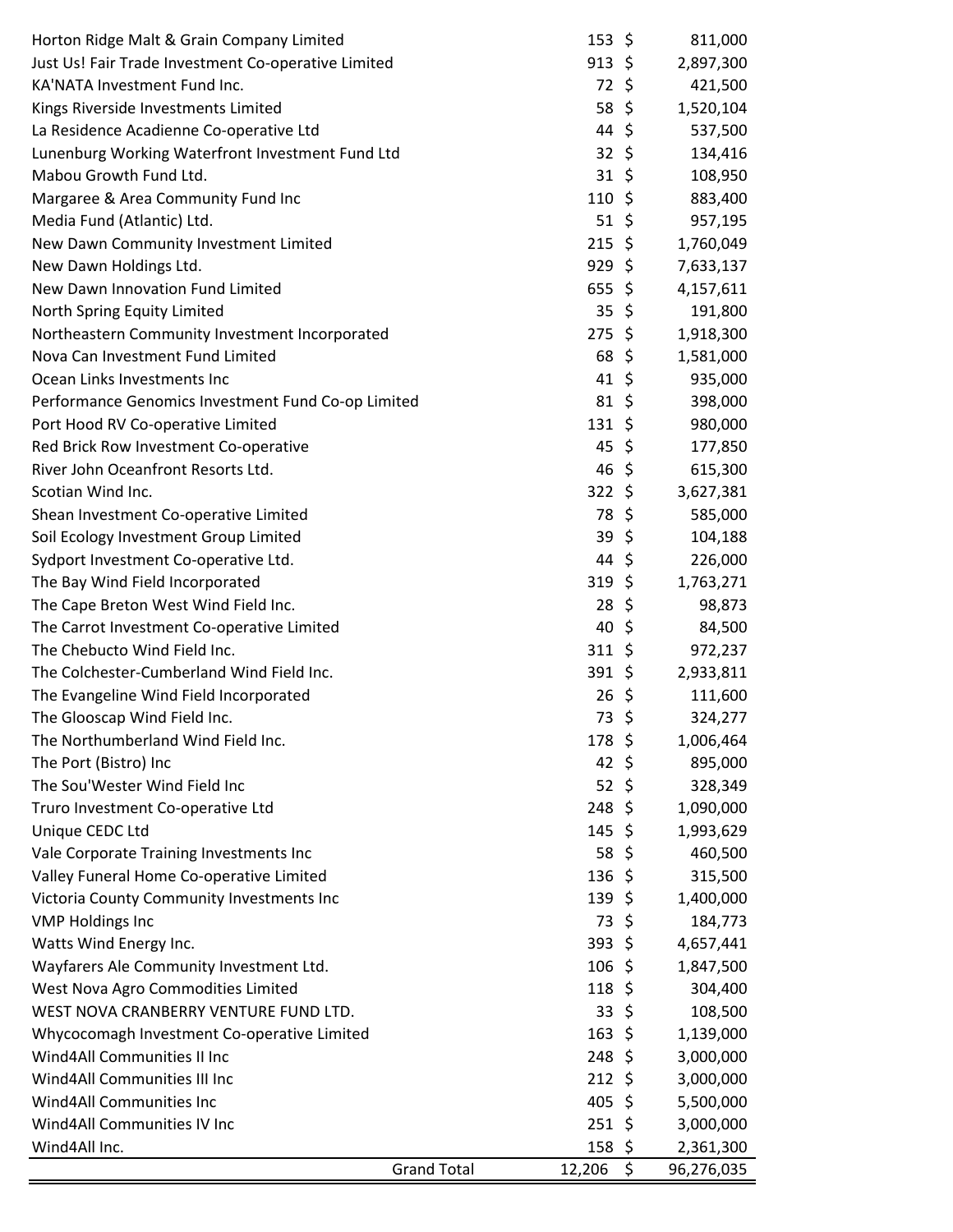| | | | |
|---|---|---|---|
| Horton Ridge Malt & Grain Company Limited | 153 | $ | 811,000 |
| Just Us! Fair Trade Investment Co-operative Limited | 913 | $ | 2,897,300 |
| KA'NATA Investment Fund Inc. | 72 | $ | 421,500 |
| Kings Riverside Investments Limited | 58 | $ | 1,520,104 |
| La Residence Acadienne Co-operative Ltd | 44 | $ | 537,500 |
| Lunenburg Working Waterfront Investment Fund Ltd | 32 | $ | 134,416 |
| Mabou Growth Fund Ltd. | 31 | $ | 108,950 |
| Margaree & Area Community Fund Inc | 110 | $ | 883,400 |
| Media Fund (Atlantic) Ltd. | 51 | $ | 957,195 |
| New Dawn Community Investment Limited | 215 | $ | 1,760,049 |
| New Dawn Holdings Ltd. | 929 | $ | 7,633,137 |
| New Dawn Innovation Fund Limited | 655 | $ | 4,157,611 |
| North Spring Equity Limited | 35 | $ | 191,800 |
| Northeastern Community Investment Incorporated | 275 | $ | 1,918,300 |
| Nova Can Investment Fund Limited | 68 | $ | 1,581,000 |
| Ocean Links Investments Inc | 41 | $ | 935,000 |
| Performance Genomics Investment Fund Co-op Limited | 81 | $ | 398,000 |
| Port Hood RV Co-operative Limited | 131 | $ | 980,000 |
| Red Brick Row Investment Co-operative | 45 | $ | 177,850 |
| River John Oceanfront Resorts Ltd. | 46 | $ | 615,300 |
| Scotian Wind Inc. | 322 | $ | 3,627,381 |
| Shean Investment Co-operative Limited | 78 | $ | 585,000 |
| Soil Ecology Investment Group Limited | 39 | $ | 104,188 |
| Sydport Investment Co-operative Ltd. | 44 | $ | 226,000 |
| The Bay Wind Field Incorporated | 319 | $ | 1,763,271 |
| The Cape Breton West Wind Field Inc. | 28 | $ | 98,873 |
| The Carrot Investment Co-operative Limited | 40 | $ | 84,500 |
| The Chebucto Wind Field Inc. | 311 | $ | 972,237 |
| The Colchester-Cumberland Wind Field Inc. | 391 | $ | 2,933,811 |
| The Evangeline Wind Field Incorporated | 26 | $ | 111,600 |
| The Glooscap Wind Field Inc. | 73 | $ | 324,277 |
| The Northumberland Wind Field Inc. | 178 | $ | 1,006,464 |
| The Port (Bistro) Inc | 42 | $ | 895,000 |
| The Sou'Wester Wind Field Inc | 52 | $ | 328,349 |
| Truro Investment Co-operative Ltd | 248 | $ | 1,090,000 |
| Unique CEDC Ltd | 145 | $ | 1,993,629 |
| Vale Corporate Training Investments Inc | 58 | $ | 460,500 |
| Valley Funeral Home Co-operative Limited | 136 | $ | 315,500 |
| Victoria County Community Investments Inc | 139 | $ | 1,400,000 |
| VMP Holdings Inc | 73 | $ | 184,773 |
| Watts Wind Energy Inc. | 393 | $ | 4,657,441 |
| Wayfarers Ale Community Investment Ltd. | 106 | $ | 1,847,500 |
| West Nova Agro Commodities Limited | 118 | $ | 304,400 |
| WEST NOVA CRANBERRY VENTURE FUND LTD. | 33 | $ | 108,500 |
| Whycocomagh Investment Co-operative Limited | 163 | $ | 1,139,000 |
| Wind4All Communities II Inc | 248 | $ | 3,000,000 |
| Wind4All Communities III Inc | 212 | $ | 3,000,000 |
| Wind4All Communities Inc | 405 | $ | 5,500,000 |
| Wind4All Communities IV Inc | 251 | $ | 3,000,000 |
| Wind4All Inc. | 158 | $ | 2,361,300 |
| Grand Total | 12,206 | $ | 96,276,035 |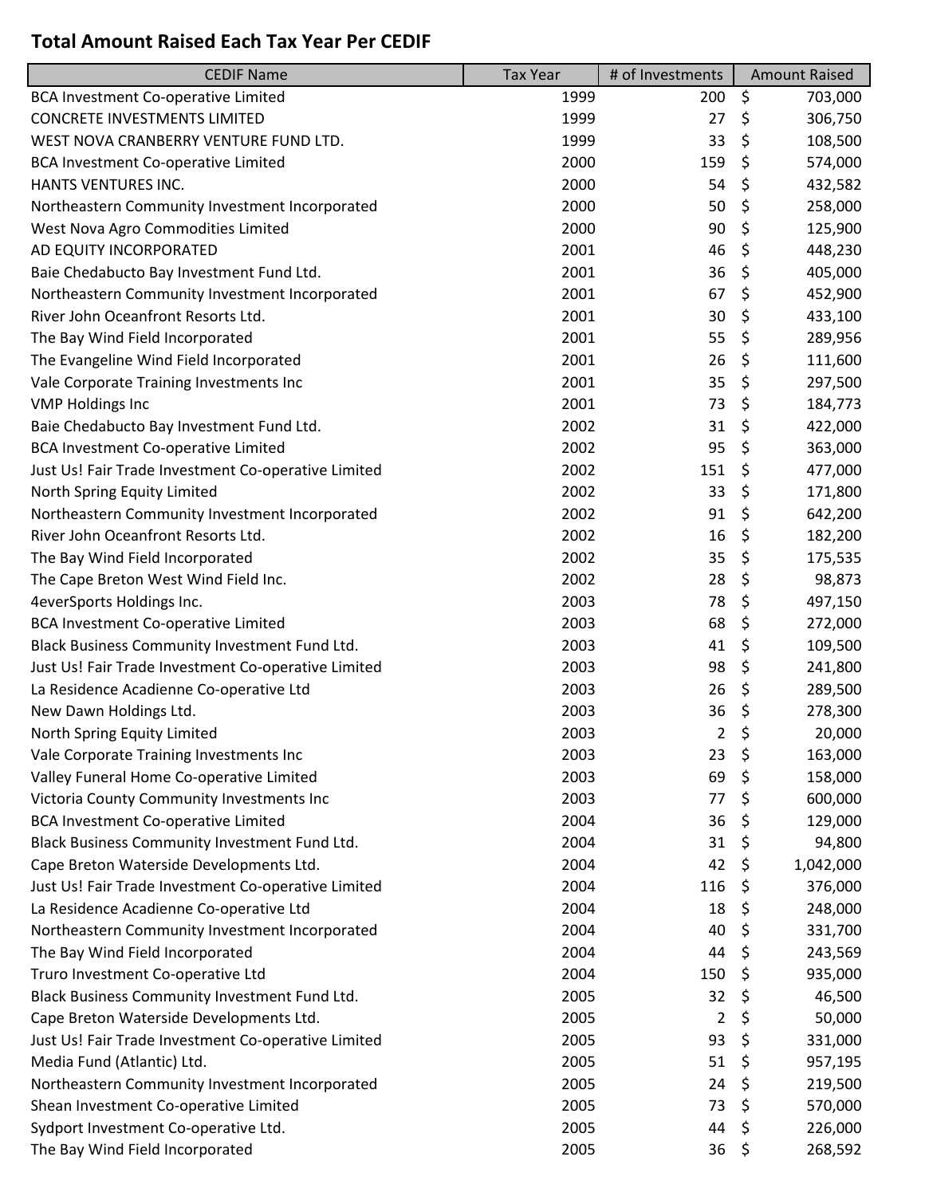## Total Amount Raised Each Tax Year Per CEDIF

| CEDIF Name | Tax Year | # of Investments | Amount Raised |
|---|---|---|---|
| BCA Investment Co-operative Limited | 1999 | 200 | $ 703,000 |
| CONCRETE INVESTMENTS LIMITED | 1999 | 27 | $ 306,750 |
| WEST NOVA CRANBERRY VENTURE FUND LTD. | 1999 | 33 | $ 108,500 |
| BCA Investment Co-operative Limited | 2000 | 159 | $ 574,000 |
| HANTS VENTURES INC. | 2000 | 54 | $ 432,582 |
| Northeastern Community Investment Incorporated | 2000 | 50 | $ 258,000 |
| West Nova Agro Commodities Limited | 2000 | 90 | $ 125,900 |
| AD EQUITY INCORPORATED | 2001 | 46 | $ 448,230 |
| Baie Chedabucto Bay Investment Fund Ltd. | 2001 | 36 | $ 405,000 |
| Northeastern Community Investment Incorporated | 2001 | 67 | $ 452,900 |
| River John Oceanfront Resorts Ltd. | 2001 | 30 | $ 433,100 |
| The Bay Wind Field Incorporated | 2001 | 55 | $ 289,956 |
| The Evangeline Wind Field Incorporated | 2001 | 26 | $ 111,600 |
| Vale Corporate Training Investments Inc | 2001 | 35 | $ 297,500 |
| VMP Holdings Inc | 2001 | 73 | $ 184,773 |
| Baie Chedabucto Bay Investment Fund Ltd. | 2002 | 31 | $ 422,000 |
| BCA Investment Co-operative Limited | 2002 | 95 | $ 363,000 |
| Just Us! Fair Trade Investment Co-operative Limited | 2002 | 151 | $ 477,000 |
| North Spring Equity Limited | 2002 | 33 | $ 171,800 |
| Northeastern Community Investment Incorporated | 2002 | 91 | $ 642,200 |
| River John Oceanfront Resorts Ltd. | 2002 | 16 | $ 182,200 |
| The Bay Wind Field Incorporated | 2002 | 35 | $ 175,535 |
| The Cape Breton West Wind Field Inc. | 2002 | 28 | $ 98,873 |
| 4everSports Holdings Inc. | 2003 | 78 | $ 497,150 |
| BCA Investment Co-operative Limited | 2003 | 68 | $ 272,000 |
| Black Business Community Investment Fund Ltd. | 2003 | 41 | $ 109,500 |
| Just Us! Fair Trade Investment Co-operative Limited | 2003 | 98 | $ 241,800 |
| La Residence Acadienne Co-operative Ltd | 2003 | 26 | $ 289,500 |
| New Dawn Holdings Ltd. | 2003 | 36 | $ 278,300 |
| North Spring Equity Limited | 2003 | 2 | $ 20,000 |
| Vale Corporate Training Investments Inc | 2003 | 23 | $ 163,000 |
| Valley Funeral Home Co-operative Limited | 2003 | 69 | $ 158,000 |
| Victoria County Community Investments Inc | 2003 | 77 | $ 600,000 |
| BCA Investment Co-operative Limited | 2004 | 36 | $ 129,000 |
| Black Business Community Investment Fund Ltd. | 2004 | 31 | $ 94,800 |
| Cape Breton Waterside Developments Ltd. | 2004 | 42 | $ 1,042,000 |
| Just Us! Fair Trade Investment Co-operative Limited | 2004 | 116 | $ 376,000 |
| La Residence Acadienne Co-operative Ltd | 2004 | 18 | $ 248,000 |
| Northeastern Community Investment Incorporated | 2004 | 40 | $ 331,700 |
| The Bay Wind Field Incorporated | 2004 | 44 | $ 243,569 |
| Truro Investment Co-operative Ltd | 2004 | 150 | $ 935,000 |
| Black Business Community Investment Fund Ltd. | 2005 | 32 | $ 46,500 |
| Cape Breton Waterside Developments Ltd. | 2005 | 2 | $ 50,000 |
| Just Us! Fair Trade Investment Co-operative Limited | 2005 | 93 | $ 331,000 |
| Media Fund (Atlantic) Ltd. | 2005 | 51 | $ 957,195 |
| Northeastern Community Investment Incorporated | 2005 | 24 | $ 219,500 |
| Shean Investment Co-operative Limited | 2005 | 73 | $ 570,000 |
| Sydport Investment Co-operative Ltd. | 2005 | 44 | $ 226,000 |
| The Bay Wind Field Incorporated | 2005 | 36 | $ 268,592 |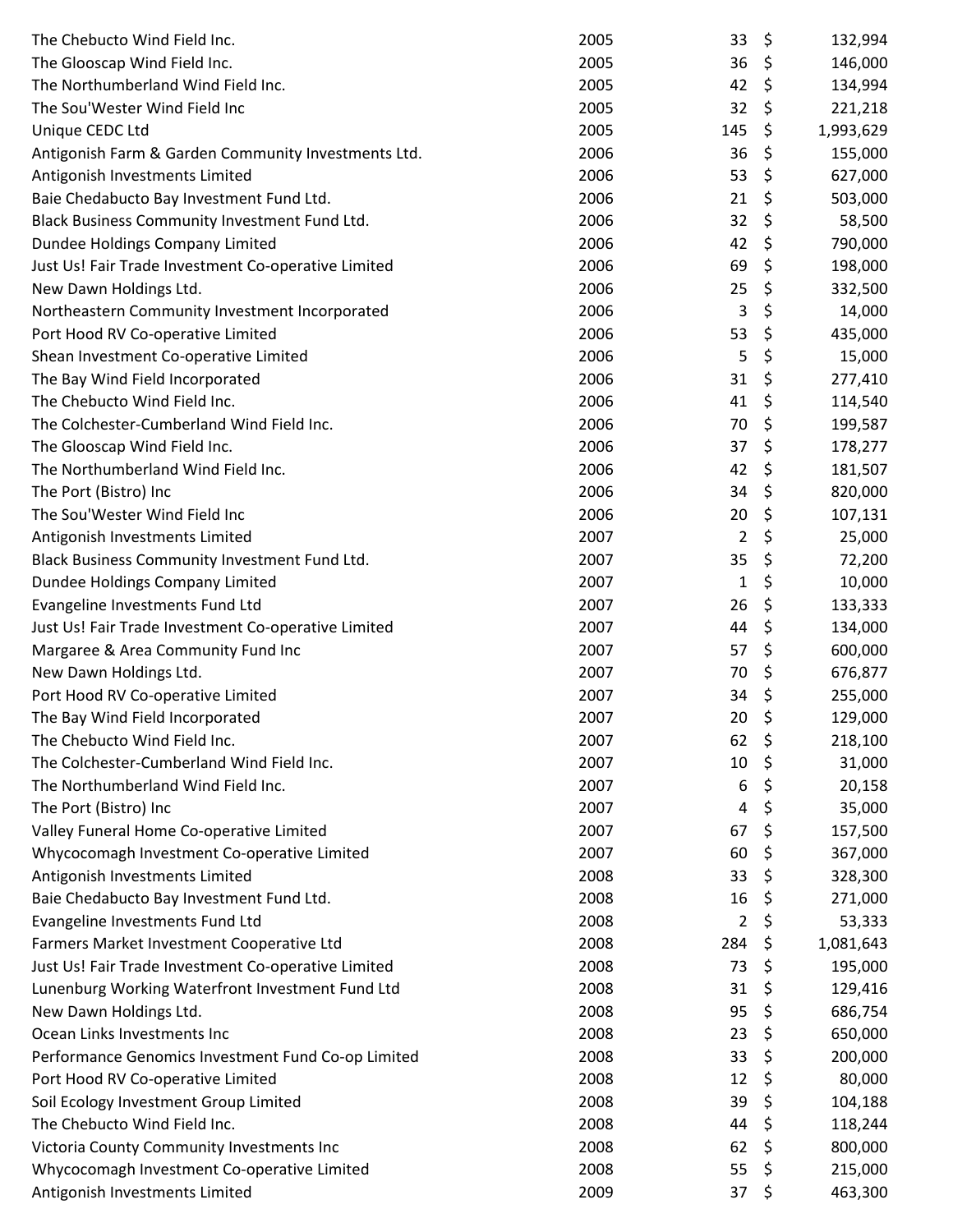| | | | |
|---|---|---|---|
| The Chebucto Wind Field Inc. | 2005 | 33 | $ 132,994 |
| The Glooscap Wind Field Inc. | 2005 | 36 | $ 146,000 |
| The Northumberland Wind Field Inc. | 2005 | 42 | $ 134,994 |
| The Sou'Wester Wind Field Inc | 2005 | 32 | $ 221,218 |
| Unique CEDC Ltd | 2005 | 145 | $ 1,993,629 |
| Antigonish Farm & Garden Community Investments Ltd. | 2006 | 36 | $ 155,000 |
| Antigonish Investments Limited | 2006 | 53 | $ 627,000 |
| Baie Chedabucto Bay Investment Fund Ltd. | 2006 | 21 | $ 503,000 |
| Black Business Community Investment Fund Ltd. | 2006 | 32 | $ 58,500 |
| Dundee Holdings Company Limited | 2006 | 42 | $ 790,000 |
| Just Us! Fair Trade Investment Co-operative Limited | 2006 | 69 | $ 198,000 |
| New Dawn Holdings Ltd. | 2006 | 25 | $ 332,500 |
| Northeastern Community Investment Incorporated | 2006 | 3 | $ 14,000 |
| Port Hood RV Co-operative Limited | 2006 | 53 | $ 435,000 |
| Shean Investment Co-operative Limited | 2006 | 5 | $ 15,000 |
| The Bay Wind Field Incorporated | 2006 | 31 | $ 277,410 |
| The Chebucto Wind Field Inc. | 2006 | 41 | $ 114,540 |
| The Colchester-Cumberland Wind Field Inc. | 2006 | 70 | $ 199,587 |
| The Glooscap Wind Field Inc. | 2006 | 37 | $ 178,277 |
| The Northumberland Wind Field Inc. | 2006 | 42 | $ 181,507 |
| The Port (Bistro) Inc | 2006 | 34 | $ 820,000 |
| The Sou'Wester Wind Field Inc | 2006 | 20 | $ 107,131 |
| Antigonish Investments Limited | 2007 | 2 | $ 25,000 |
| Black Business Community Investment Fund Ltd. | 2007 | 35 | $ 72,200 |
| Dundee Holdings Company Limited | 2007 | 1 | $ 10,000 |
| Evangeline Investments Fund Ltd | 2007 | 26 | $ 133,333 |
| Just Us! Fair Trade Investment Co-operative Limited | 2007 | 44 | $ 134,000 |
| Margaree & Area Community Fund Inc | 2007 | 57 | $ 600,000 |
| New Dawn Holdings Ltd. | 2007 | 70 | $ 676,877 |
| Port Hood RV Co-operative Limited | 2007 | 34 | $ 255,000 |
| The Bay Wind Field Incorporated | 2007 | 20 | $ 129,000 |
| The Chebucto Wind Field Inc. | 2007 | 62 | $ 218,100 |
| The Colchester-Cumberland Wind Field Inc. | 2007 | 10 | $ 31,000 |
| The Northumberland Wind Field Inc. | 2007 | 6 | $ 20,158 |
| The Port (Bistro) Inc | 2007 | 4 | $ 35,000 |
| Valley Funeral Home Co-operative Limited | 2007 | 67 | $ 157,500 |
| Whycocomagh Investment Co-operative Limited | 2007 | 60 | $ 367,000 |
| Antigonish Investments Limited | 2008 | 33 | $ 328,300 |
| Baie Chedabucto Bay Investment Fund Ltd. | 2008 | 16 | $ 271,000 |
| Evangeline Investments Fund Ltd | 2008 | 2 | $ 53,333 |
| Farmers Market Investment Cooperative Ltd | 2008 | 284 | $ 1,081,643 |
| Just Us! Fair Trade Investment Co-operative Limited | 2008 | 73 | $ 195,000 |
| Lunenburg Working Waterfront Investment Fund Ltd | 2008 | 31 | $ 129,416 |
| New Dawn Holdings Ltd. | 2008 | 95 | $ 686,754 |
| Ocean Links Investments Inc | 2008 | 23 | $ 650,000 |
| Performance Genomics Investment Fund Co-op Limited | 2008 | 33 | $ 200,000 |
| Port Hood RV Co-operative Limited | 2008 | 12 | $ 80,000 |
| Soil Ecology Investment Group Limited | 2008 | 39 | $ 104,188 |
| The Chebucto Wind Field Inc. | 2008 | 44 | $ 118,244 |
| Victoria County Community Investments Inc | 2008 | 62 | $ 800,000 |
| Whycocomagh Investment Co-operative Limited | 2008 | 55 | $ 215,000 |
| Antigonish Investments Limited | 2009 | 37 | $ 463,300 |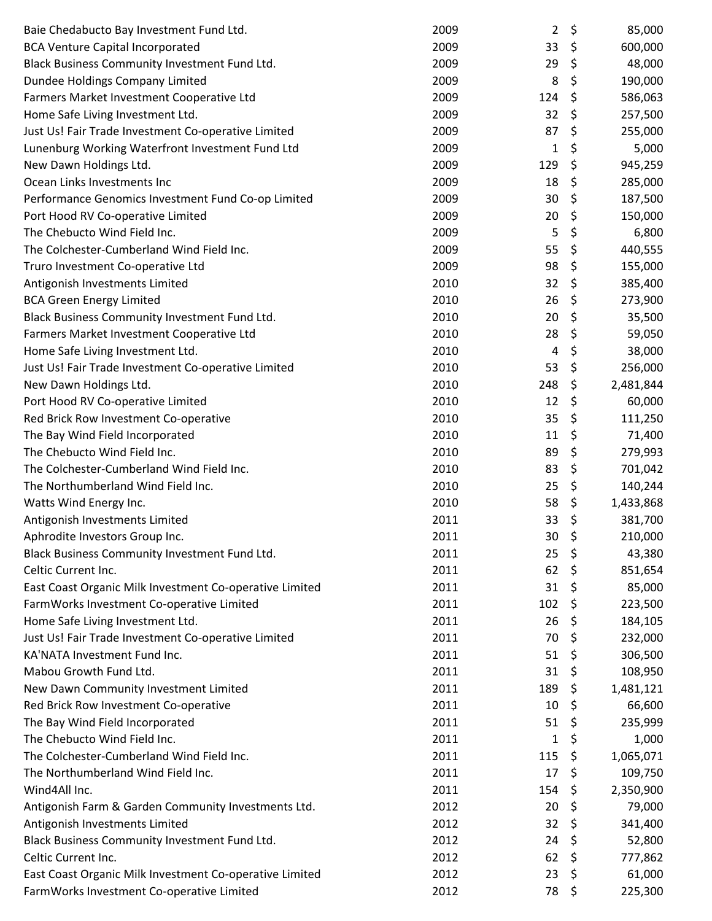| | | | |
|---|---|---|---|
| Baie Chedabucto Bay Investment Fund Ltd. | 2009 | 2 | $ 85,000 |
| BCA Venture Capital Incorporated | 2009 | 33 | $ 600,000 |
| Black Business Community Investment Fund Ltd. | 2009 | 29 | $ 48,000 |
| Dundee Holdings Company Limited | 2009 | 8 | $ 190,000 |
| Farmers Market Investment Cooperative Ltd | 2009 | 124 | $ 586,063 |
| Home Safe Living Investment Ltd. | 2009 | 32 | $ 257,500 |
| Just Us! Fair Trade Investment Co-operative Limited | 2009 | 87 | $ 255,000 |
| Lunenburg Working Waterfront Investment Fund Ltd | 2009 | 1 | $ 5,000 |
| New Dawn Holdings Ltd. | 2009 | 129 | $ 945,259 |
| Ocean Links Investments Inc | 2009 | 18 | $ 285,000 |
| Performance Genomics Investment Fund Co-op Limited | 2009 | 30 | $ 187,500 |
| Port Hood RV Co-operative Limited | 2009 | 20 | $ 150,000 |
| The Chebucto Wind Field Inc. | 2009 | 5 | $ 6,800 |
| The Colchester-Cumberland Wind Field Inc. | 2009 | 55 | $ 440,555 |
| Truro Investment Co-operative Ltd | 2009 | 98 | $ 155,000 |
| Antigonish Investments Limited | 2010 | 32 | $ 385,400 |
| BCA Green Energy Limited | 2010 | 26 | $ 273,900 |
| Black Business Community Investment Fund Ltd. | 2010 | 20 | $ 35,500 |
| Farmers Market Investment Cooperative Ltd | 2010 | 28 | $ 59,050 |
| Home Safe Living Investment Ltd. | 2010 | 4 | $ 38,000 |
| Just Us! Fair Trade Investment Co-operative Limited | 2010 | 53 | $ 256,000 |
| New Dawn Holdings Ltd. | 2010 | 248 | $ 2,481,844 |
| Port Hood RV Co-operative Limited | 2010 | 12 | $ 60,000 |
| Red Brick Row Investment Co-operative | 2010 | 35 | $ 111,250 |
| The Bay Wind Field Incorporated | 2010 | 11 | $ 71,400 |
| The Chebucto Wind Field Inc. | 2010 | 89 | $ 279,993 |
| The Colchester-Cumberland Wind Field Inc. | 2010 | 83 | $ 701,042 |
| The Northumberland Wind Field Inc. | 2010 | 25 | $ 140,244 |
| Watts Wind Energy Inc. | 2010 | 58 | $ 1,433,868 |
| Antigonish Investments Limited | 2011 | 33 | $ 381,700 |
| Aphrodite Investors Group Inc. | 2011 | 30 | $ 210,000 |
| Black Business Community Investment Fund Ltd. | 2011 | 25 | $ 43,380 |
| Celtic Current Inc. | 2011 | 62 | $ 851,654 |
| East Coast Organic Milk Investment Co-operative Limited | 2011 | 31 | $ 85,000 |
| FarmWorks Investment Co-operative Limited | 2011 | 102 | $ 223,500 |
| Home Safe Living Investment Ltd. | 2011 | 26 | $ 184,105 |
| Just Us! Fair Trade Investment Co-operative Limited | 2011 | 70 | $ 232,000 |
| KA'NATA Investment Fund Inc. | 2011 | 51 | $ 306,500 |
| Mabou Growth Fund Ltd. | 2011 | 31 | $ 108,950 |
| New Dawn Community Investment Limited | 2011 | 189 | $ 1,481,121 |
| Red Brick Row Investment Co-operative | 2011 | 10 | $ 66,600 |
| The Bay Wind Field Incorporated | 2011 | 51 | $ 235,999 |
| The Chebucto Wind Field Inc. | 2011 | 1 | $ 1,000 |
| The Colchester-Cumberland Wind Field Inc. | 2011 | 115 | $ 1,065,071 |
| The Northumberland Wind Field Inc. | 2011 | 17 | $ 109,750 |
| Wind4All Inc. | 2011 | 154 | $ 2,350,900 |
| Antigonish Farm & Garden Community Investments Ltd. | 2012 | 20 | $ 79,000 |
| Antigonish Investments Limited | 2012 | 32 | $ 341,400 |
| Black Business Community Investment Fund Ltd. | 2012 | 24 | $ 52,800 |
| Celtic Current Inc. | 2012 | 62 | $ 777,862 |
| East Coast Organic Milk Investment Co-operative Limited | 2012 | 23 | $ 61,000 |
| FarmWorks Investment Co-operative Limited | 2012 | 78 | $ 225,300 |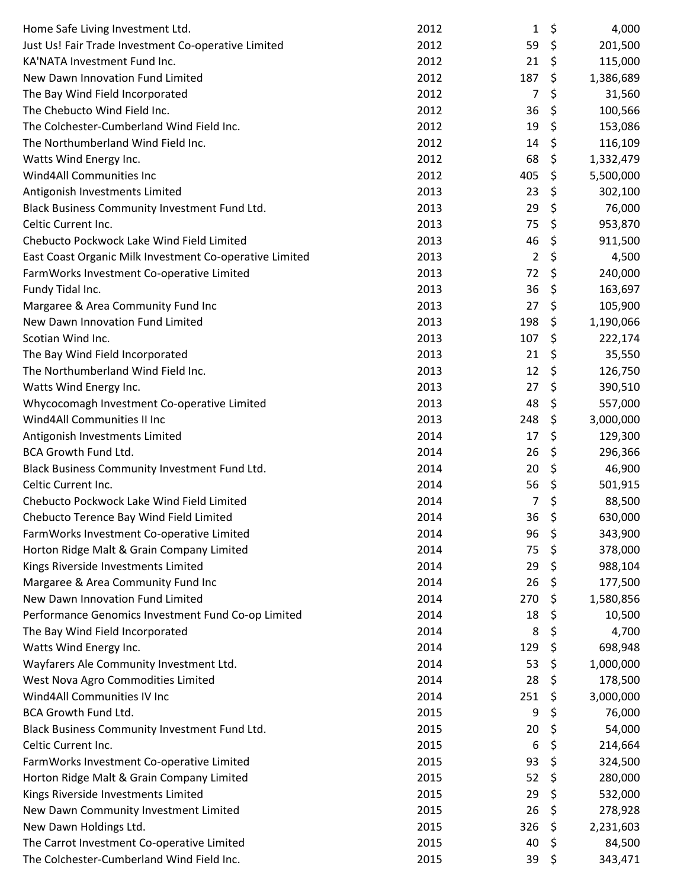| | | | |
|---|---|---|---|
| Home Safe Living Investment Ltd. | 2012 | 1 | $ 4,000 |
| Just Us! Fair Trade Investment Co-operative Limited | 2012 | 59 | $ 201,500 |
| KA'NATA Investment Fund Inc. | 2012 | 21 | $ 115,000 |
| New Dawn Innovation Fund Limited | 2012 | 187 | $ 1,386,689 |
| The Bay Wind Field Incorporated | 2012 | 7 | $ 31,560 |
| The Chebucto Wind Field Inc. | 2012 | 36 | $ 100,566 |
| The Colchester-Cumberland Wind Field Inc. | 2012 | 19 | $ 153,086 |
| The Northumberland Wind Field Inc. | 2012 | 14 | $ 116,109 |
| Watts Wind Energy Inc. | 2012 | 68 | $ 1,332,479 |
| Wind4All Communities Inc | 2012 | 405 | $ 5,500,000 |
| Antigonish Investments Limited | 2013 | 23 | $ 302,100 |
| Black Business Community Investment Fund Ltd. | 2013 | 29 | $ 76,000 |
| Celtic Current Inc. | 2013 | 75 | $ 953,870 |
| Chebucto Pockwock Lake Wind Field Limited | 2013 | 46 | $ 911,500 |
| East Coast Organic Milk Investment Co-operative Limited | 2013 | 2 | $ 4,500 |
| FarmWorks Investment Co-operative Limited | 2013 | 72 | $ 240,000 |
| Fundy Tidal Inc. | 2013 | 36 | $ 163,697 |
| Margaree & Area Community Fund Inc | 2013 | 27 | $ 105,900 |
| New Dawn Innovation Fund Limited | 2013 | 198 | $ 1,190,066 |
| Scotian Wind Inc. | 2013 | 107 | $ 222,174 |
| The Bay Wind Field Incorporated | 2013 | 21 | $ 35,550 |
| The Northumberland Wind Field Inc. | 2013 | 12 | $ 126,750 |
| Watts Wind Energy Inc. | 2013 | 27 | $ 390,510 |
| Whycocomagh Investment Co-operative Limited | 2013 | 48 | $ 557,000 |
| Wind4All Communities II Inc | 2013 | 248 | $ 3,000,000 |
| Antigonish Investments Limited | 2014 | 17 | $ 129,300 |
| BCA Growth Fund Ltd. | 2014 | 26 | $ 296,366 |
| Black Business Community Investment Fund Ltd. | 2014 | 20 | $ 46,900 |
| Celtic Current Inc. | 2014 | 56 | $ 501,915 |
| Chebucto Pockwock Lake Wind Field Limited | 2014 | 7 | $ 88,500 |
| Chebucto Terence Bay Wind Field Limited | 2014 | 36 | $ 630,000 |
| FarmWorks Investment Co-operative Limited | 2014 | 96 | $ 343,900 |
| Horton Ridge Malt & Grain Company Limited | 2014 | 75 | $ 378,000 |
| Kings Riverside Investments Limited | 2014 | 29 | $ 988,104 |
| Margaree & Area Community Fund Inc | 2014 | 26 | $ 177,500 |
| New Dawn Innovation Fund Limited | 2014 | 270 | $ 1,580,856 |
| Performance Genomics Investment Fund Co-op Limited | 2014 | 18 | $ 10,500 |
| The Bay Wind Field Incorporated | 2014 | 8 | $ 4,700 |
| Watts Wind Energy Inc. | 2014 | 129 | $ 698,948 |
| Wayfarers Ale Community Investment Ltd. | 2014 | 53 | $ 1,000,000 |
| West Nova Agro Commodities Limited | 2014 | 28 | $ 178,500 |
| Wind4All Communities IV Inc | 2014 | 251 | $ 3,000,000 |
| BCA Growth Fund Ltd. | 2015 | 9 | $ 76,000 |
| Black Business Community Investment Fund Ltd. | 2015 | 20 | $ 54,000 |
| Celtic Current Inc. | 2015 | 6 | $ 214,664 |
| FarmWorks Investment Co-operative Limited | 2015 | 93 | $ 324,500 |
| Horton Ridge Malt & Grain Company Limited | 2015 | 52 | $ 280,000 |
| Kings Riverside Investments Limited | 2015 | 29 | $ 532,000 |
| New Dawn Community Investment Limited | 2015 | 26 | $ 278,928 |
| New Dawn Holdings Ltd. | 2015 | 326 | $ 2,231,603 |
| The Carrot Investment Co-operative Limited | 2015 | 40 | $ 84,500 |
| The Colchester-Cumberland Wind Field Inc. | 2015 | 39 | $ 343,471 |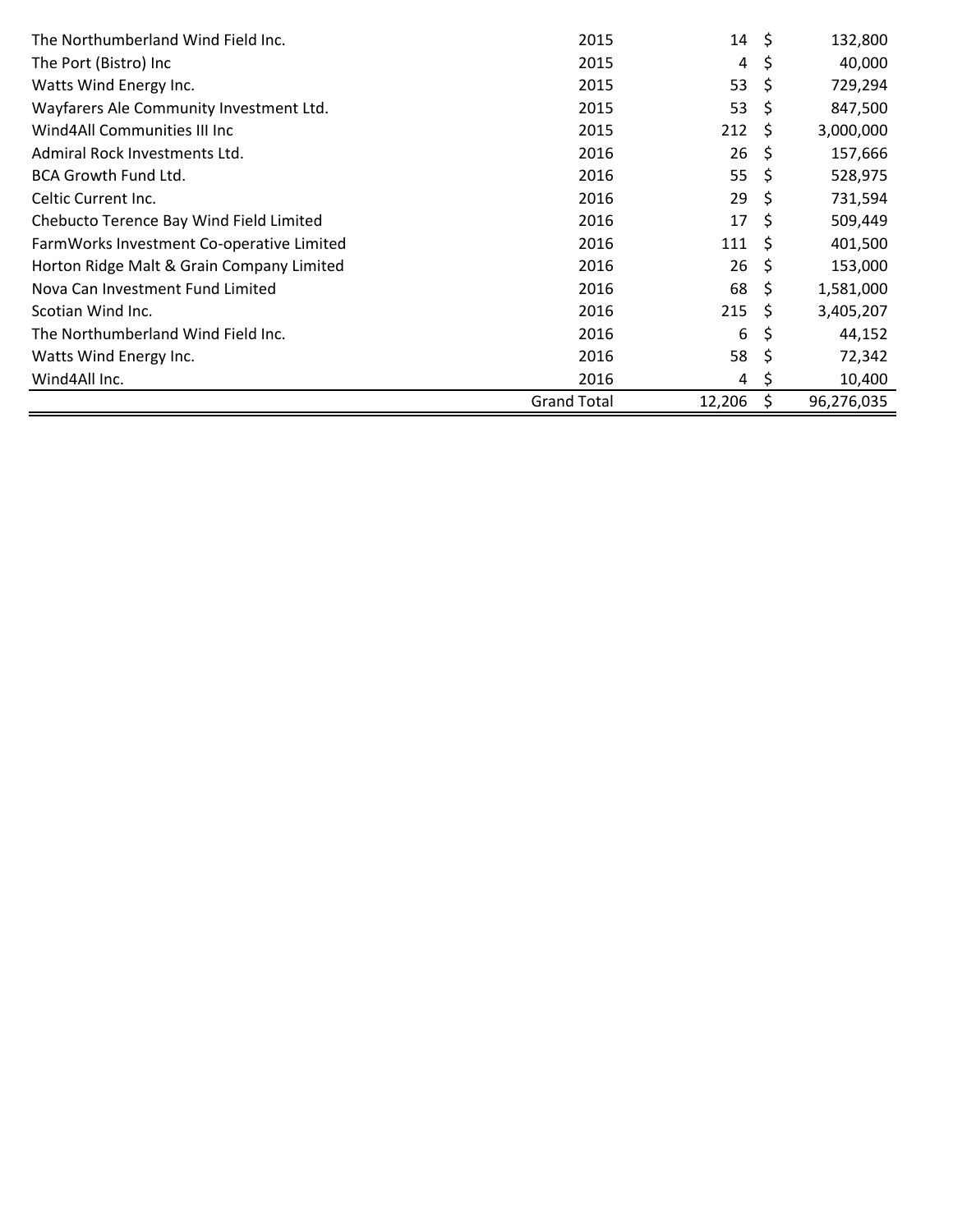| | | | |
|---|---|---|---|
| The Northumberland Wind Field Inc. | 2015 | 14 | $ 132,800 |
| The Port (Bistro) Inc | 2015 | 4 | $ 40,000 |
| Watts Wind Energy Inc. | 2015 | 53 | $ 729,294 |
| Wayfarers Ale Community Investment Ltd. | 2015 | 53 | $ 847,500 |
| Wind4All Communities III Inc | 2015 | 212 | $ 3,000,000 |
| Admiral Rock Investments Ltd. | 2016 | 26 | $ 157,666 |
| BCA Growth Fund Ltd. | 2016 | 55 | $ 528,975 |
| Celtic Current Inc. | 2016 | 29 | $ 731,594 |
| Chebucto Terence Bay Wind Field Limited | 2016 | 17 | $ 509,449 |
| FarmWorks Investment Co-operative Limited | 2016 | 111 | $ 401,500 |
| Horton Ridge Malt & Grain Company Limited | 2016 | 26 | $ 153,000 |
| Nova Can Investment Fund Limited | 2016 | 68 | $ 1,581,000 |
| Scotian Wind Inc. | 2016 | 215 | $ 3,405,207 |
| The Northumberland Wind Field Inc. | 2016 | 6 | $ 44,152 |
| Watts Wind Energy Inc. | 2016 | 58 | $ 72,342 |
| Wind4All Inc. | 2016 | 4 | $ 10,400 |
| | Grand Total | 12,206 | $ 96,276,035 |